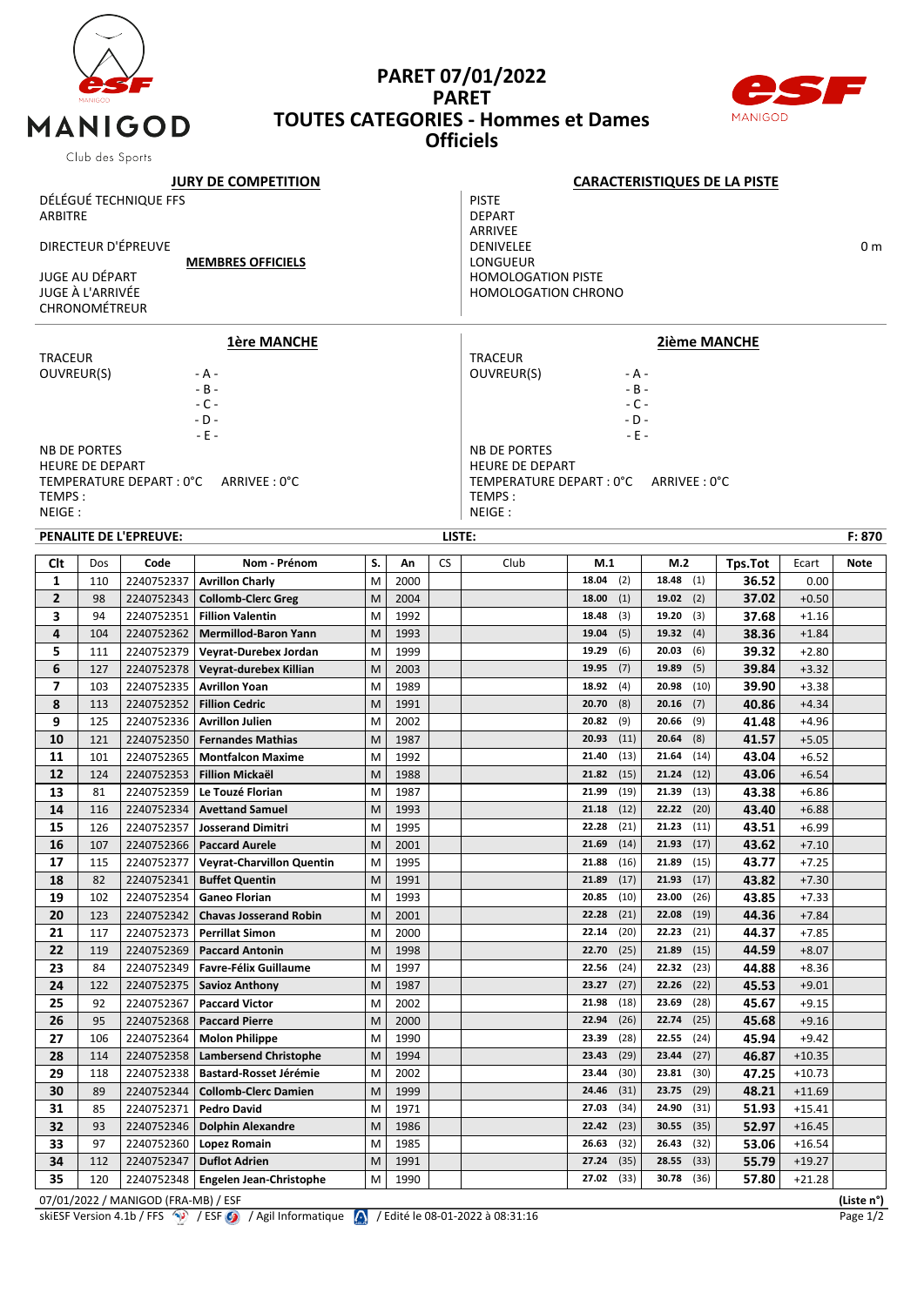# PARET 07/01/2022
# PARET
# TOUTES CATEGORIES - Hommes et Dames
# Officiels

MANIGOD
Club des Sports

### JURY DE COMPETITION

DÉLÉGUÉ TECHNIQUE FFS
ARBITRE

DIRECTEUR D'ÉPREUVE

**MEMBRES OFFICIELS**

JUGE AU DÉPART
JUGE À L'ARRIVÉE
CHRONOMÉTREUR

### CARACTERISTIQUES DE LA PISTE

PISTE
DEPART
ARRIVEE
DENIVELEE 0 m
LONGUEUR
HOMOLOGATION PISTE
HOMOLOGATION CHRONO

### 1ère MANCHE

TRACEUR
OUVREUR(S) - A -
- B -
- C -
- D -
- E -

NB DE PORTES
HEURE DE DEPART
TEMPERATURE DEPART : 0°C ARRIVEE : 0°C
TEMPS :
NEIGE :

### 2ième MANCHE

TRACEUR
OUVREUR(S) - A -
- B -
- C -
- D -
- E -

NB DE PORTES
HEURE DE DEPART
TEMPERATURE DEPART : 0°C ARRIVEE : 0°C
TEMPS :
NEIGE :

**PENALITE DE L'EPREUVE:** **LISTE:** **F: 870**

| Clt | Dos | Code | Nom - Prénom | S. | An | CS | Club | M.1 | M.2 | Tps.Tot | Ecart | Note |
|---|---|---|---|---|---|---|---|---|---|---|---|---|
| 1 | 110 | 2240752337 | Avrillon Charly | M | 2000 | | | 18.04 (2) | 18.48 (1) | 36.52 | 0.00 | |
| 2 | 98 | 2240752343 | Collomb-Clerc Greg | M | 2004 | | | 18.00 (1) | 19.02 (2) | 37.02 | +0.50 | |
| 3 | 94 | 2240752351 | Fillion Valentin | M | 1992 | | | 18.48 (3) | 19.20 (3) | 37.68 | +1.16 | |
| 4 | 104 | 2240752362 | Mermillod-Baron Yann | M | 1993 | | | 19.04 (5) | 19.32 (4) | 38.36 | +1.84 | |
| 5 | 111 | 2240752379 | Veyrat-Durebex Jordan | M | 1999 | | | 19.29 (6) | 20.03 (6) | 39.32 | +2.80 | |
| 6 | 127 | 2240752378 | Veyrat-durebex Killian | M | 2003 | | | 19.95 (7) | 19.89 (5) | 39.84 | +3.32 | |
| 7 | 103 | 2240752335 | Avrillon Yoan | M | 1989 | | | 18.92 (4) | 20.98 (10) | 39.90 | +3.38 | |
| 8 | 113 | 2240752352 | Fillion Cedric | M | 1991 | | | 20.70 (8) | 20.16 (7) | 40.86 | +4.34 | |
| 9 | 125 | 2240752336 | Avrillon Julien | M | 2002 | | | 20.82 (9) | 20.66 (9) | 41.48 | +4.96 | |
| 10 | 121 | 2240752350 | Fernandes Mathias | M | 1987 | | | 20.93 (11) | 20.64 (8) | 41.57 | +5.05 | |
| 11 | 101 | 2240752365 | Montfalcon Maxime | M | 1992 | | | 21.40 (13) | 21.64 (14) | 43.04 | +6.52 | |
| 12 | 124 | 2240752353 | Fillion Mickaël | M | 1988 | | | 21.82 (15) | 21.24 (12) | 43.06 | +6.54 | |
| 13 | 81 | 2240752359 | Le Touzé Florian | M | 1987 | | | 21.99 (19) | 21.39 (13) | 43.38 | +6.86 | |
| 14 | 116 | 2240752334 | Avettand Samuel | M | 1993 | | | 21.18 (12) | 22.22 (20) | 43.40 | +6.88 | |
| 15 | 126 | 2240752357 | Josserand Dimitri | M | 1995 | | | 22.28 (21) | 21.23 (11) | 43.51 | +6.99 | |
| 16 | 107 | 2240752366 | Paccard Aurele | M | 2001 | | | 21.69 (14) | 21.93 (17) | 43.62 | +7.10 | |
| 17 | 115 | 2240752377 | Veyrat-Charvillon Quentin | M | 1995 | | | 21.88 (16) | 21.89 (15) | 43.77 | +7.25 | |
| 18 | 82 | 2240752341 | Buffet Quentin | M | 1991 | | | 21.89 (17) | 21.93 (17) | 43.82 | +7.30 | |
| 19 | 102 | 2240752354 | Ganeo Florian | M | 1993 | | | 20.85 (10) | 23.00 (26) | 43.85 | +7.33 | |
| 20 | 123 | 2240752342 | Chavas Josserand Robin | M | 2001 | | | 22.28 (21) | 22.08 (19) | 44.36 | +7.84 | |
| 21 | 117 | 2240752373 | Perrillat Simon | M | 2000 | | | 22.14 (20) | 22.23 (21) | 44.37 | +7.85 | |
| 22 | 119 | 2240752369 | Paccard Antonin | M | 1998 | | | 22.70 (25) | 21.89 (15) | 44.59 | +8.07 | |
| 23 | 84 | 2240752349 | Favre-Félix Guillaume | M | 1997 | | | 22.56 (24) | 22.32 (23) | 44.88 | +8.36 | |
| 24 | 122 | 2240752375 | Savioz Anthony | M | 1987 | | | 23.27 (27) | 22.26 (22) | 45.53 | +9.01 | |
| 25 | 92 | 2240752367 | Paccard Victor | M | 2002 | | | 21.98 (18) | 23.69 (28) | 45.67 | +9.15 | |
| 26 | 95 | 2240752368 | Paccard Pierre | M | 2000 | | | 22.94 (26) | 22.74 (25) | 45.68 | +9.16 | |
| 27 | 106 | 2240752364 | Molon Philippe | M | 1990 | | | 23.39 (28) | 22.55 (24) | 45.94 | +9.42 | |
| 28 | 114 | 2240752358 | Lambersend Christophe | M | 1994 | | | 23.43 (29) | 23.44 (27) | 46.87 | +10.35 | |
| 29 | 118 | 2240752338 | Bastard-Rosset Jérémie | M | 2002 | | | 23.44 (30) | 23.81 (30) | 47.25 | +10.73 | |
| 30 | 89 | 2240752344 | Collomb-Clerc Damien | M | 1999 | | | 24.46 (31) | 23.75 (29) | 48.21 | +11.69 | |
| 31 | 85 | 2240752371 | Pedro David | M | 1971 | | | 27.03 (34) | 24.90 (31) | 51.93 | +15.41 | |
| 32 | 93 | 2240752346 | Dolphin Alexandre | M | 1986 | | | 22.42 (23) | 30.55 (35) | 52.97 | +16.45 | |
| 33 | 97 | 2240752360 | Lopez Romain | M | 1985 | | | 26.63 (32) | 26.43 (32) | 53.06 | +16.54 | |
| 34 | 112 | 2240752347 | Duflot Adrien | M | 1991 | | | 27.24 (35) | 28.55 (33) | 55.79 | +19.27 | |
| 35 | 120 | 2240752348 | Engelen Jean-Christophe | M | 1990 | | | 27.02 (33) | 30.78 (36) | 57.80 | +21.28 | |

07/01/2022 / MANIGOD (FRA-MB) / ESF **(Liste n°)**

skiESF Version 4.1b / FFS / ESF / Agil Informatique / Edité le 08-01-2022 à 08:31:16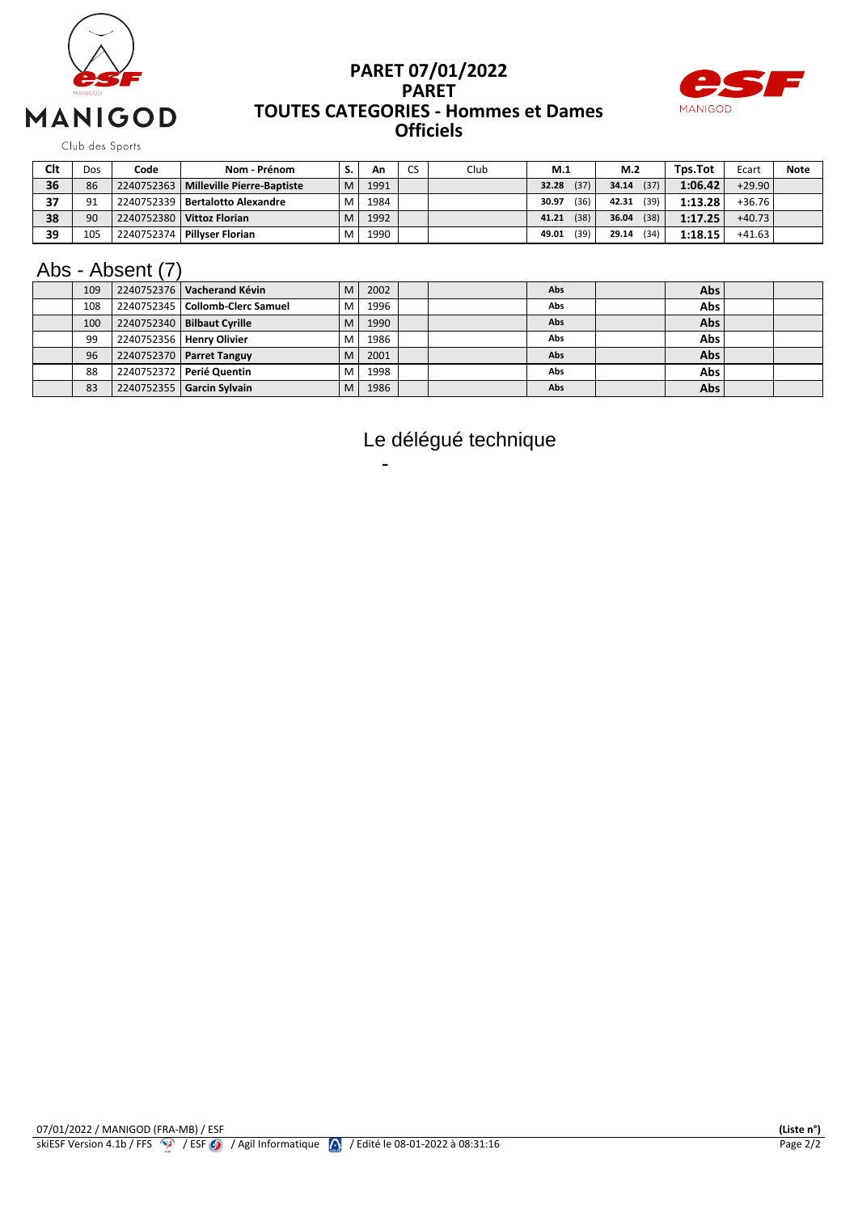# PARET 07/01/2022
## PARET
## TOUTES CATEGORIES - Hommes et Dames
## Officiels

| Clt | Dos | Code | Nom - Prénom | S. | An | CS | Club | M.1 | M.2 | Tps.Tot | Ecart | Note |
|---|---|---|---|---|---|---|---|---|---|---|---|---|
| 36 | 86 | 2240752363 | Milleville Pierre-Baptiste | M | 1991 | | | 32.28 (37) | 34.14 (37) | 1:06.42 | +29.90 | |
| 37 | 91 | 2240752339 | Bertalotto Alexandre | M | 1984 | | | 30.97 (36) | 42.31 (39) | 1:13.28 | +36.76 | |
| 38 | 90 | 2240752380 | Vittoz Florian | M | 1992 | | | 41.21 (38) | 36.04 (38) | 1:17.25 | +40.73 | |
| 39 | 105 | 2240752374 | Pillyser Florian | M | 1990 | | | 49.01 (39) | 29.14 (34) | 1:18.15 | +41.63 | |

## Abs - Absent (7)

| | | | | | | | | | | | | |
|---|---|---|---|---|---|---|---|---|---|---|---|---|
| | 109 | 2240752376 | Vacherand Kévin | M | 2002 | | | Abs | | Abs | | |
| | 108 | 2240752345 | Collomb-Clerc Samuel | M | 1996 | | | Abs | | Abs | | |
| | 100 | 2240752340 | Bilbaut Cyrille | M | 1990 | | | Abs | | Abs | | |
| | 99 | 2240752356 | Henry Olivier | M | 1986 | | | Abs | | Abs | | |
| | 96 | 2240752370 | Parret Tanguy | M | 2001 | | | Abs | | Abs | | |
| | 88 | 2240752372 | Perié Quentin | M | 1998 | | | Abs | | Abs | | |
| | 83 | 2240752355 | Garcin Sylvain | M | 1986 | | | Abs | | Abs | | |

Le délégué technique

-

07/01/2022 / MANIGOD (FRA-MB) / ESF (Liste n°)

skiESF Version 4.1b / FFS / ESF / Agil Informatique / Edité le 08-01-2022 à 08:31:16